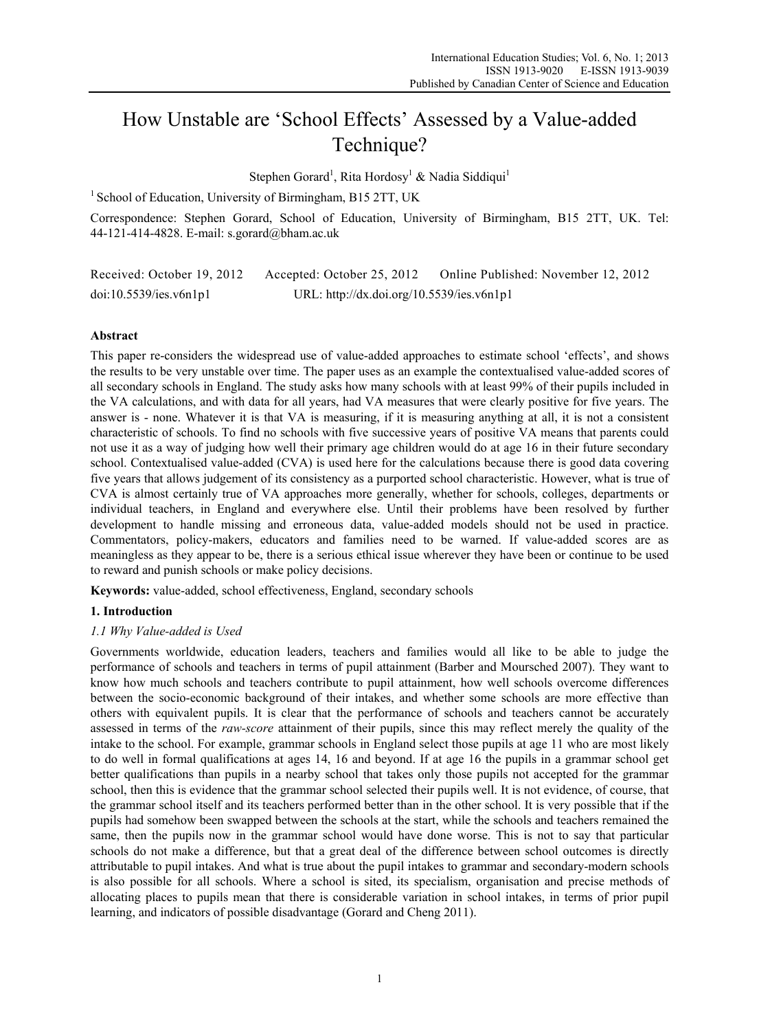# How Unstable are 'School Effects' Assessed by a Value-added Technique?

Stephen Gorard[1], Rita Hordosy[1] & Nadia Siddiqui[1]

[1] School of Education, University of Birmingham, B15 2TT, UK

Correspondence: Stephen Gorard, School of Education, University of Birmingham, B15 2TT, UK. Tel: 44-121-414-4828. E-mail: s.gorard@bham.ac.uk

Received: October 19, 2012 Accepted: October 25, 2012 Online Published: November 12, 2012

doi:10.5539/ies.v6n1p1 URL: http://dx.doi.org/10.5539/ies.v6n1p1

## Abstract

This paper re-considers the widespread use of value-added approaches to estimate school 'effects', and shows the results to be very unstable over time. The paper uses as an example the contextualised value-added scores of all secondary schools in England. The study asks how many schools with at least 99% of their pupils included in the VA calculations, and with data for all years, had VA measures that were clearly positive for five years. The answer is - none. Whatever it is that VA is measuring, if it is measuring anything at all, it is not a consistent characteristic of schools. To find no schools with five successive years of positive VA means that parents could not use it as a way of judging how well their primary age children would do at age 16 in their future secondary school. Contextualised value-added (CVA) is used here for the calculations because there is good data covering five years that allows judgement of its consistency as a purported school characteristic. However, what is true of CVA is almost certainly true of VA approaches more generally, whether for schools, colleges, departments or individual teachers, in England and everywhere else. Until their problems have been resolved by further development to handle missing and erroneous data, value-added models should not be used in practice. Commentators, policy-makers, educators and families need to be warned. If value-added scores are as meaningless as they appear to be, there is a serious ethical issue wherever they have been or continue to be used to reward and punish schools or make policy decisions.

**Keywords:** value-added, school effectiveness, England, secondary schools

## 1. Introduction

### 1.1 Why Value-added is Used

Governments worldwide, education leaders, teachers and families would all like to be able to judge the performance of schools and teachers in terms of pupil attainment (Barber and Mourshed 2007). They want to know how much schools and teachers contribute to pupil attainment, how well schools overcome differences between the socio-economic background of their intakes, and whether some schools are more effective than others with equivalent pupils. It is clear that the performance of schools and teachers cannot be accurately assessed in terms of the *raw-score* attainment of their pupils, since this may reflect merely the quality of the intake to the school. For example, grammar schools in England select those pupils at age 11 who are most likely to do well in formal qualifications at ages 14, 16 and beyond. If at age 16 the pupils in a grammar school get better qualifications than pupils in a nearby school that takes only those pupils not accepted for the grammar school, then this is evidence that the grammar school selected their pupils well. It is not evidence, of course, that the grammar school itself and its teachers performed better than in the other school. It is very possible that if the pupils had somehow been swapped between the schools at the start, while the schools and teachers remained the same, then the pupils now in the grammar school would have done worse. This is not to say that particular schools do not make a difference, but that a great deal of the difference between school outcomes is directly attributable to pupil intakes. And what is true about the pupil intakes to grammar and secondary-modern schools is also possible for all schools. Where a school is sited, its specialism, organisation and precise methods of allocating places to pupils mean that there is considerable variation in school intakes, in terms of prior pupil learning, and indicators of possible disadvantage (Gorard and Cheng 2011).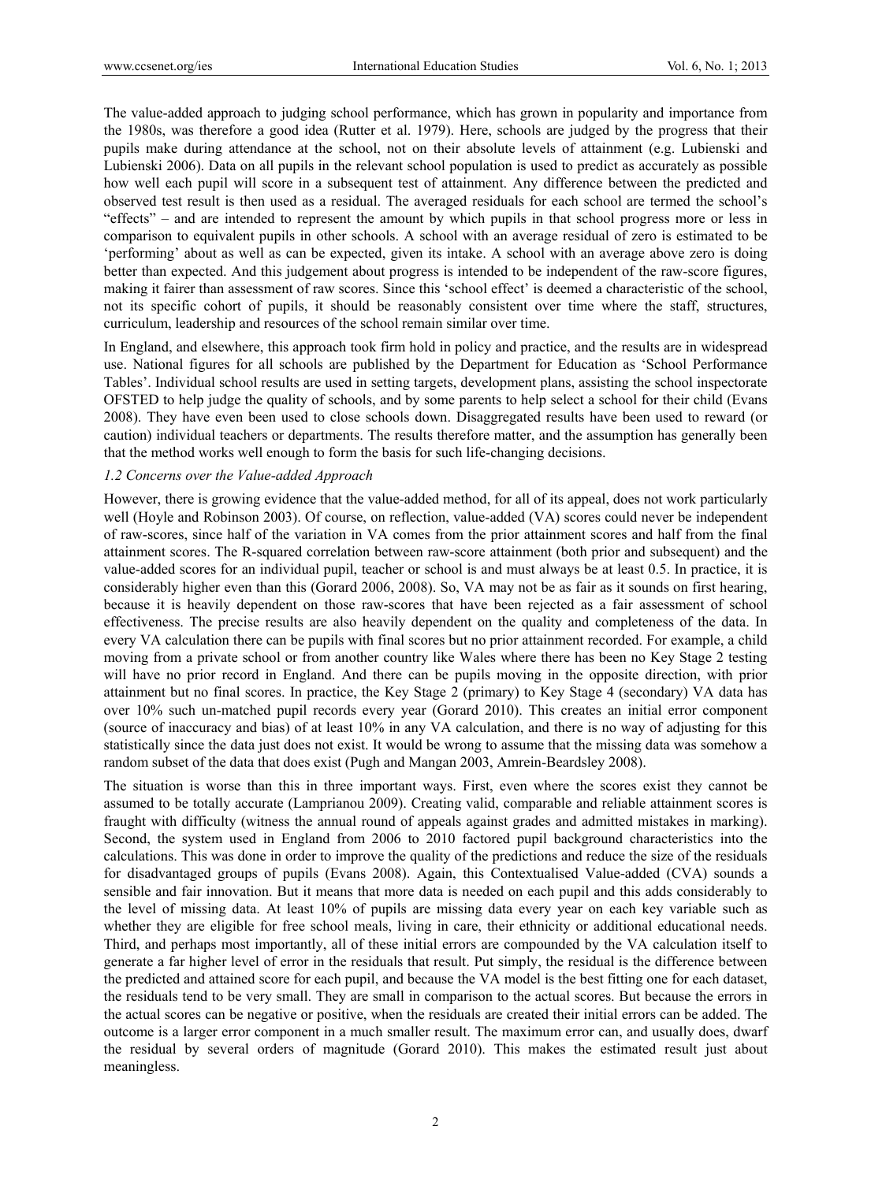The value-added approach to judging school performance, which has grown in popularity and importance from the 1980s, was therefore a good idea (Rutter et al. 1979). Here, schools are judged by the progress that their pupils make during attendance at the school, not on their absolute levels of attainment (e.g. Lubienski and Lubienski 2006). Data on all pupils in the relevant school population is used to predict as accurately as possible how well each pupil will score in a subsequent test of attainment. Any difference between the predicted and observed test result is then used as a residual. The averaged residuals for each school are termed the school's "effects" – and are intended to represent the amount by which pupils in that school progress more or less in comparison to equivalent pupils in other schools. A school with an average residual of zero is estimated to be 'performing' about as well as can be expected, given its intake. A school with an average above zero is doing better than expected. And this judgement about progress is intended to be independent of the raw-score figures, making it fairer than assessment of raw scores. Since this 'school effect' is deemed a characteristic of the school, not its specific cohort of pupils, it should be reasonably consistent over time where the staff, structures, curriculum, leadership and resources of the school remain similar over time.

In England, and elsewhere, this approach took firm hold in policy and practice, and the results are in widespread use. National figures for all schools are published by the Department for Education as 'School Performance Tables'. Individual school results are used in setting targets, development plans, assisting the school inspectorate OFSTED to help judge the quality of schools, and by some parents to help select a school for their child (Evans 2008). They have even been used to close schools down. Disaggregated results have been used to reward (or caution) individual teachers or departments. The results therefore matter, and the assumption has generally been that the method works well enough to form the basis for such life-changing decisions.

### *1.2 Concerns over the Value-added Approach*

However, there is growing evidence that the value-added method, for all of its appeal, does not work particularly well (Hoyle and Robinson 2003). Of course, on reflection, value-added (VA) scores could never be independent of raw-scores, since half of the variation in VA comes from the prior attainment scores and half from the final attainment scores. The R-squared correlation between raw-score attainment (both prior and subsequent) and the value-added scores for an individual pupil, teacher or school is and must always be at least 0.5. In practice, it is considerably higher even than this (Gorard 2006, 2008). So, VA may not be as fair as it sounds on first hearing, because it is heavily dependent on those raw-scores that have been rejected as a fair assessment of school effectiveness. The precise results are also heavily dependent on the quality and completeness of the data. In every VA calculation there can be pupils with final scores but no prior attainment recorded. For example, a child moving from a private school or from another country like Wales where there has been no Key Stage 2 testing will have no prior record in England. And there can be pupils moving in the opposite direction, with prior attainment but no final scores. In practice, the Key Stage 2 (primary) to Key Stage 4 (secondary) VA data has over 10% such un-matched pupil records every year (Gorard 2010). This creates an initial error component (source of inaccuracy and bias) of at least 10% in any VA calculation, and there is no way of adjusting for this statistically since the data just does not exist. It would be wrong to assume that the missing data was somehow a random subset of the data that does exist (Pugh and Mangan 2003, Amrein-Beardsley 2008).

The situation is worse than this in three important ways. First, even where the scores exist they cannot be assumed to be totally accurate (Lamprianou 2009). Creating valid, comparable and reliable attainment scores is fraught with difficulty (witness the annual round of appeals against grades and admitted mistakes in marking). Second, the system used in England from 2006 to 2010 factored pupil background characteristics into the calculations. This was done in order to improve the quality of the predictions and reduce the size of the residuals for disadvantaged groups of pupils (Evans 2008). Again, this Contextualised Value-added (CVA) sounds a sensible and fair innovation. But it means that more data is needed on each pupil and this adds considerably to the level of missing data. At least 10% of pupils are missing data every year on each key variable such as whether they are eligible for free school meals, living in care, their ethnicity or additional educational needs. Third, and perhaps most importantly, all of these initial errors are compounded by the VA calculation itself to generate a far higher level of error in the residuals that result. Put simply, the residual is the difference between the predicted and attained score for each pupil, and because the VA model is the best fitting one for each dataset, the residuals tend to be very small. They are small in comparison to the actual scores. But because the errors in the actual scores can be negative or positive, when the residuals are created their initial errors can be added. The outcome is a larger error component in a much smaller result. The maximum error can, and usually does, dwarf the residual by several orders of magnitude (Gorard 2010). This makes the estimated result just about meaningless.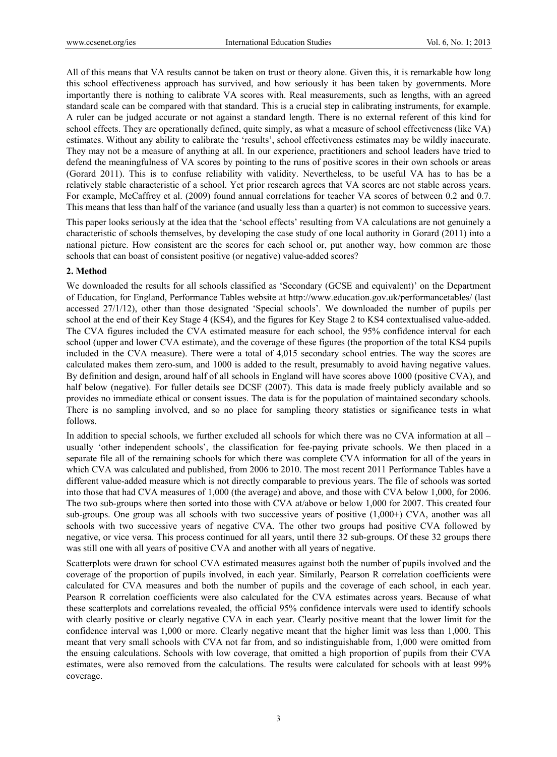All of this means that VA results cannot be taken on trust or theory alone. Given this, it is remarkable how long this school effectiveness approach has survived, and how seriously it has been taken by governments. More importantly there is nothing to calibrate VA scores with. Real measurements, such as lengths, with an agreed standard scale can be compared with that standard. This is a crucial step in calibrating instruments, for example. A ruler can be judged accurate or not against a standard length. There is no external referent of this kind for school effects. They are operationally defined, quite simply, as what a measure of school effectiveness (like VA) estimates. Without any ability to calibrate the 'results', school effectiveness estimates may be wildly inaccurate. They may not be a measure of anything at all. In our experience, practitioners and school leaders have tried to defend the meaningfulness of VA scores by pointing to the runs of positive scores in their own schools or areas (Gorard 2011). This is to confuse reliability with validity. Nevertheless, to be useful VA has to has be a relatively stable characteristic of a school. Yet prior research agrees that VA scores are not stable across years. For example, McCaffrey et al. (2009) found annual correlations for teacher VA scores of between 0.2 and 0.7. This means that less than half of the variance (and usually less than a quarter) is not common to successive years.

This paper looks seriously at the idea that the 'school effects' resulting from VA calculations are not genuinely a characteristic of schools themselves, by developing the case study of one local authority in Gorard (2011) into a national picture. How consistent are the scores for each school or, put another way, how common are those schools that can boast of consistent positive (or negative) value-added scores?

## 2. Method

We downloaded the results for all schools classified as 'Secondary (GCSE and equivalent)' on the Department of Education, for England, Performance Tables website at http://www.education.gov.uk/performancetables/ (last accessed 27/1/12), other than those designated 'Special schools'. We downloaded the number of pupils per school at the end of their Key Stage 4 (KS4), and the figures for Key Stage 2 to KS4 contextualised value-added. The CVA figures included the CVA estimated measure for each school, the 95% confidence interval for each school (upper and lower CVA estimate), and the coverage of these figures (the proportion of the total KS4 pupils included in the CVA measure). There were a total of 4,015 secondary school entries. The way the scores are calculated makes them zero-sum, and 1000 is added to the result, presumably to avoid having negative values. By definition and design, around half of all schools in England will have scores above 1000 (positive CVA), and half below (negative). For fuller details see DCSF (2007). This data is made freely publicly available and so provides no immediate ethical or consent issues. The data is for the population of maintained secondary schools. There is no sampling involved, and so no place for sampling theory statistics or significance tests in what follows.

In addition to special schools, we further excluded all schools for which there was no CVA information at all – usually 'other independent schools', the classification for fee-paying private schools. We then placed in a separate file all of the remaining schools for which there was complete CVA information for all of the years in which CVA was calculated and published, from 2006 to 2010. The most recent 2011 Performance Tables have a different value-added measure which is not directly comparable to previous years. The file of schools was sorted into those that had CVA measures of 1,000 (the average) and above, and those with CVA below 1,000, for 2006. The two sub-groups where then sorted into those with CVA at/above or below 1,000 for 2007. This created four sub-groups. One group was all schools with two successive years of positive (1,000+) CVA, another was all schools with two successive years of negative CVA. The other two groups had positive CVA followed by negative, or vice versa. This process continued for all years, until there 32 sub-groups. Of these 32 groups there was still one with all years of positive CVA and another with all years of negative.

Scatterplots were drawn for school CVA estimated measures against both the number of pupils involved and the coverage of the proportion of pupils involved, in each year. Similarly, Pearson R correlation coefficients were calculated for CVA measures and both the number of pupils and the coverage of each school, in each year. Pearson R correlation coefficients were also calculated for the CVA estimates across years. Because of what these scatterplots and correlations revealed, the official 95% confidence intervals were used to identify schools with clearly positive or clearly negative CVA in each year. Clearly positive meant that the lower limit for the confidence interval was 1,000 or more. Clearly negative meant that the higher limit was less than 1,000. This meant that very small schools with CVA not far from, and so indistinguishable from, 1,000 were omitted from the ensuing calculations. Schools with low coverage, that omitted a high proportion of pupils from their CVA estimates, were also removed from the calculations. The results were calculated for schools with at least 99% coverage.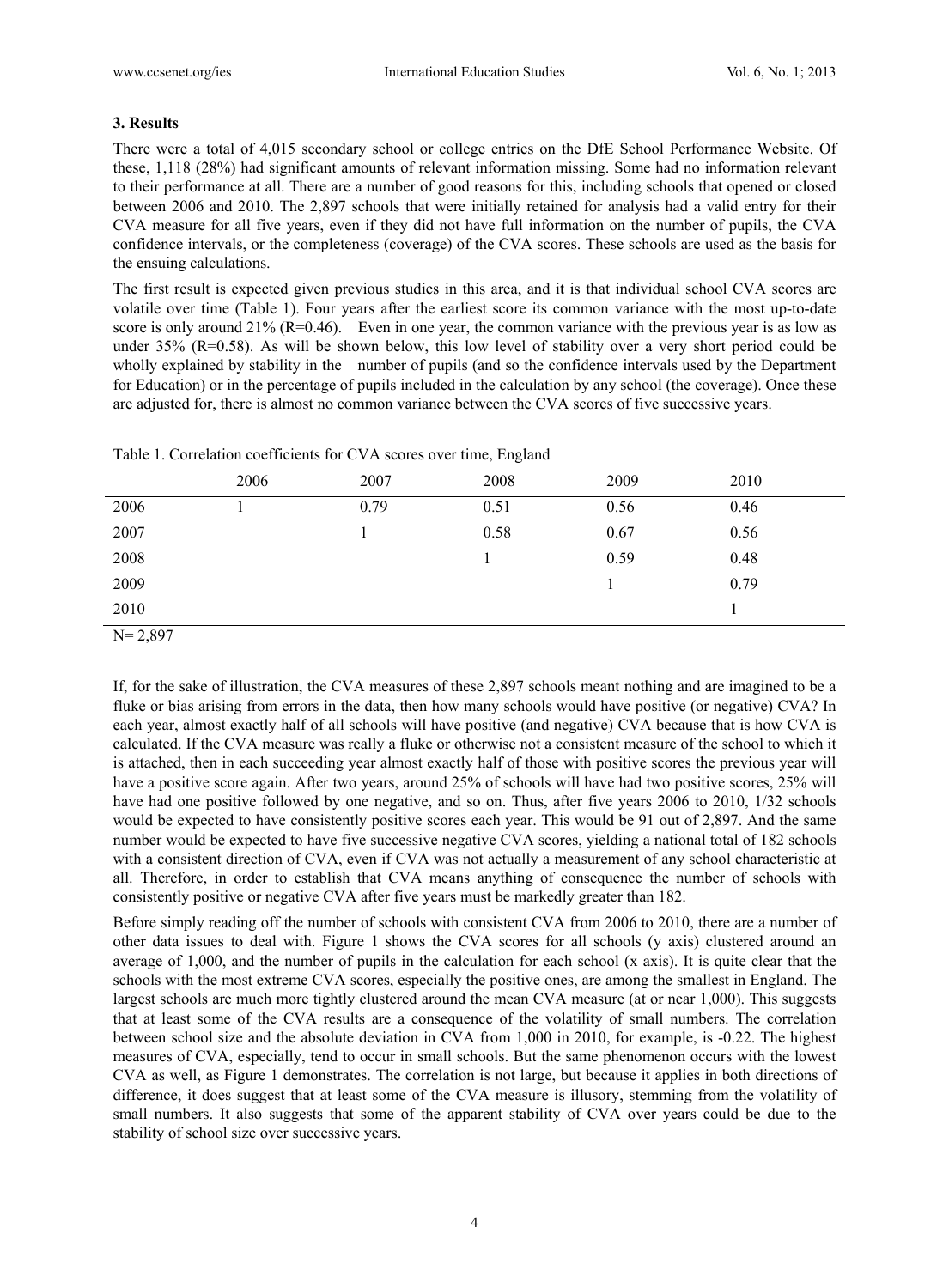## 3. Results

There were a total of 4,015 secondary school or college entries on the DfE School Performance Website. Of these, 1,118 (28%) had significant amounts of relevant information missing. Some had no information relevant to their performance at all. There are a number of good reasons for this, including schools that opened or closed between 2006 and 2010. The 2,897 schools that were initially retained for analysis had a valid entry for their CVA measure for all five years, even if they did not have full information on the number of pupils, the CVA confidence intervals, or the completeness (coverage) of the CVA scores. These schools are used as the basis for the ensuing calculations.

The first result is expected given previous studies in this area, and it is that individual school CVA scores are volatile over time (Table 1). Four years after the earliest score its common variance with the most up-to-date score is only around 21% (R=0.46). Even in one year, the common variance with the previous year is as low as under 35% (R=0.58). As will be shown below, this low level of stability over a very short period could be wholly explained by stability in the number of pupils (and so the confidence intervals used by the Department for Education) or in the percentage of pupils included in the calculation by any school (the coverage). Once these are adjusted for, there is almost no common variance between the CVA scores of five successive years.

Table 1. Correlation coefficients for CVA scores over time, England

| | 2006 | 2007 | 2008 | 2009 | 2010 |
|---|---|---|---|---|---|
| 2006 | 1 | 0.79 | 0.51 | 0.56 | 0.46 |
| 2007 | | 1 | 0.58 | 0.67 | 0.56 |
| 2008 | | | 1 | 0.59 | 0.48 |
| 2009 | | | | 1 | 0.79 |
| 2010 | | | | | 1 |

N= 2,897

If, for the sake of illustration, the CVA measures of these 2,897 schools meant nothing and are imagined to be a fluke or bias arising from errors in the data, then how many schools would have positive (or negative) CVA? In each year, almost exactly half of all schools will have positive (and negative) CVA because that is how CVA is calculated. If the CVA measure was really a fluke or otherwise not a consistent measure of the school to which it is attached, then in each succeeding year almost exactly half of those with positive scores the previous year will have a positive score again. After two years, around 25% of schools will have had two positive scores, 25% will have had one positive followed by one negative, and so on. Thus, after five years 2006 to 2010, 1/32 schools would be expected to have consistently positive scores each year. This would be 91 out of 2,897. And the same number would be expected to have five successive negative CVA scores, yielding a national total of 182 schools with a consistent direction of CVA, even if CVA was not actually a measurement of any school characteristic at all. Therefore, in order to establish that CVA means anything of consequence the number of schools with consistently positive or negative CVA after five years must be markedly greater than 182.

Before simply reading off the number of schools with consistent CVA from 2006 to 2010, there are a number of other data issues to deal with. Figure 1 shows the CVA scores for all schools (y axis) clustered around an average of 1,000, and the number of pupils in the calculation for each school (x axis). It is quite clear that the schools with the most extreme CVA scores, especially the positive ones, are among the smallest in England. The largest schools are much more tightly clustered around the mean CVA measure (at or near 1,000). This suggests that at least some of the CVA results are a consequence of the volatility of small numbers. The correlation between school size and the absolute deviation in CVA from 1,000 in 2010, for example, is -0.22. The highest measures of CVA, especially, tend to occur in small schools. But the same phenomenon occurs with the lowest CVA as well, as Figure 1 demonstrates. The correlation is not large, but because it applies in both directions of difference, it does suggest that at least some of the CVA measure is illusory, stemming from the volatility of small numbers. It also suggests that some of the apparent stability of CVA over years could be due to the stability of school size over successive years.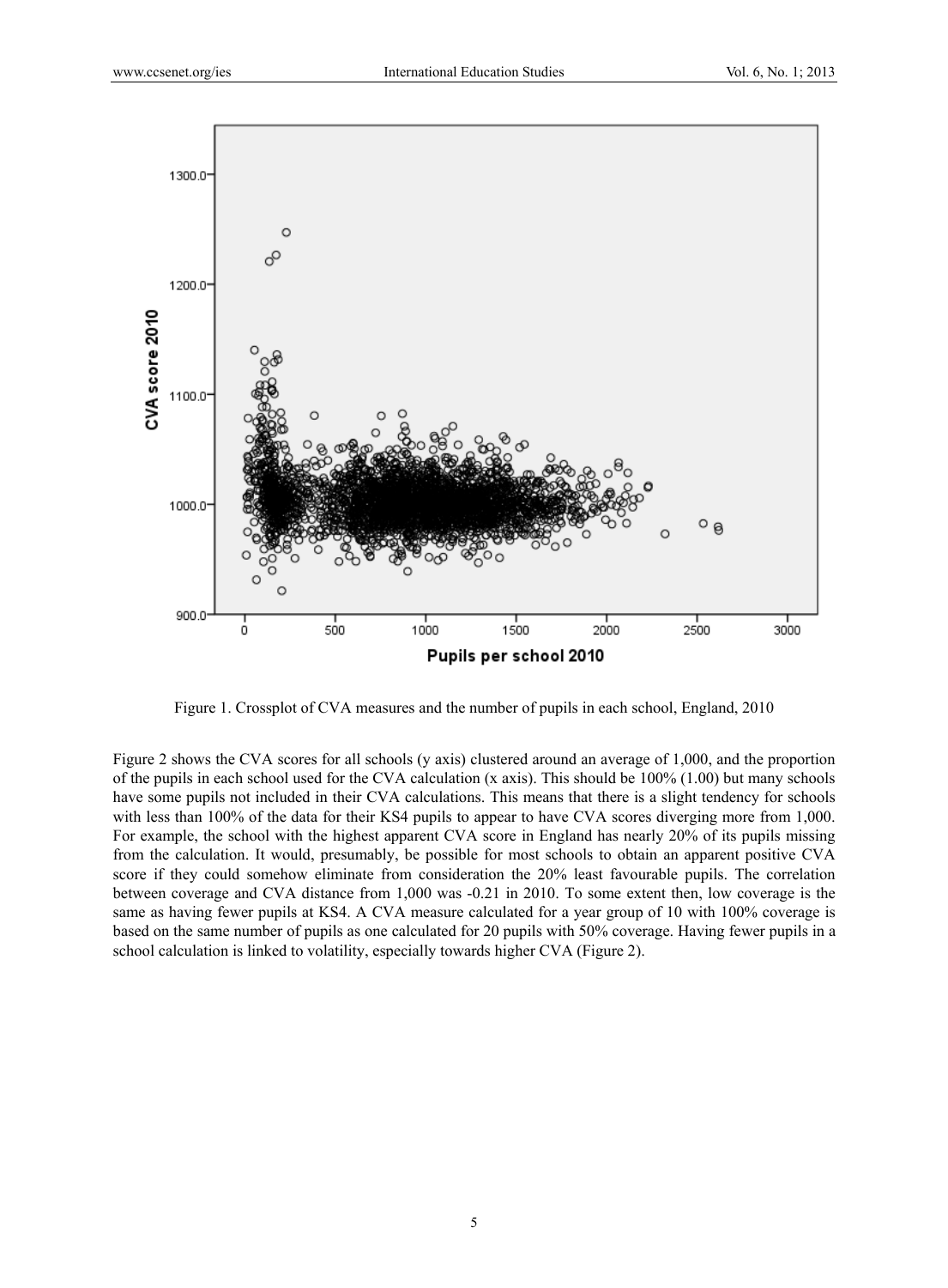Figure 1. Crossplot of CVA measures and the number of pupils in each school, England, 2010

Figure 2 shows the CVA scores for all schools (y axis) clustered around an average of 1,000, and the proportion of the pupils in each school used for the CVA calculation (x axis). This should be 100% (1.00) but many schools have some pupils not included in their CVA calculations. This means that there is a slight tendency for schools with less than 100% of the data for their KS4 pupils to appear to have CVA scores diverging more from 1,000. For example, the school with the highest apparent CVA score in England has nearly 20% of its pupils missing from the calculation. It would, presumably, be possible for most schools to obtain an apparent positive CVA score if they could somehow eliminate from consideration the 20% least favourable pupils. The correlation between coverage and CVA distance from 1,000 was -0.21 in 2010. To some extent then, low coverage is the same as having fewer pupils at KS4. A CVA measure calculated for a year group of 10 with 100% coverage is based on the same number of pupils as one calculated for 20 pupils with 50% coverage. Having fewer pupils in a school calculation is linked to volatility, especially towards higher CVA (Figure 2).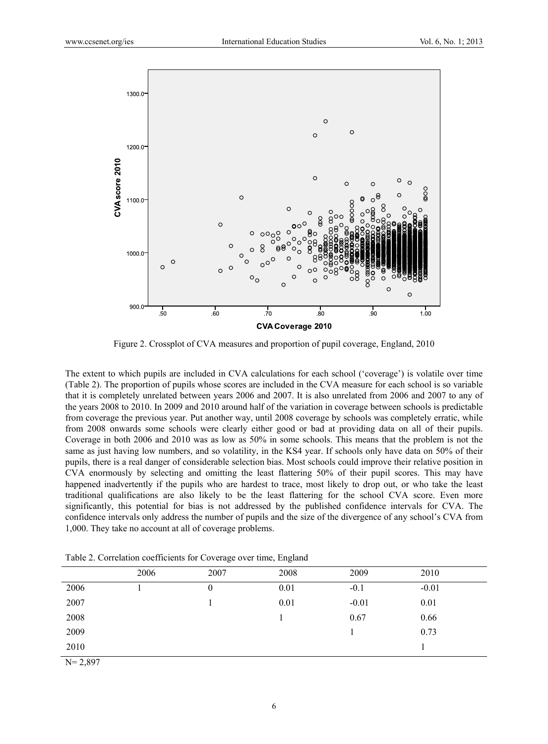Figure 2. Crossplot of CVA measures and proportion of pupil coverage, England, 2010

The extent to which pupils are included in CVA calculations for each school ('coverage') is volatile over time (Table 2). The proportion of pupils whose scores are included in the CVA measure for each school is so variable that it is completely unrelated between years 2006 and 2007. It is also unrelated from 2006 and 2007 to any of the years 2008 to 2010. In 2009 and 2010 around half of the variation in coverage between schools is predictable from coverage the previous year. Put another way, until 2008 coverage by schools was completely erratic, while from 2008 onwards some schools were clearly either good or bad at providing data on all of their pupils. Coverage in both 2006 and 2010 was as low as 50% in some schools. This means that the problem is not the same as just having low numbers, and so volatility, in the KS4 year. If schools only have data on 50% of their pupils, there is a real danger of considerable selection bias. Most schools could improve their relative position in CVA enormously by selecting and omitting the least flattering 50% of their pupil scores. This may have happened inadvertently if the pupils who are hardest to trace, most likely to drop out, or who take the least traditional qualifications are also likely to be the least flattering for the school CVA score. Even more significantly, this potential for bias is not addressed by the published confidence intervals for CVA. The confidence intervals only address the number of pupils and the size of the divergence of any school's CVA from 1,000. They take no account at all of coverage problems.

Table 2. Correlation coefficients for Coverage over time, England

| | 2006 | 2007 | 2008 | 2009 | 2010 |
|---|---|---|---|---|---|
| 2006 | 1 | 0 | 0.01 | -0.1 | -0.01 |
| 2007 | | 1 | 0.01 | -0.01 | 0.01 |
| 2008 | | | 1 | 0.67 | 0.66 |
| 2009 | | | | 1 | 0.73 |
| 2010 | | | | | 1 |

N= 2,897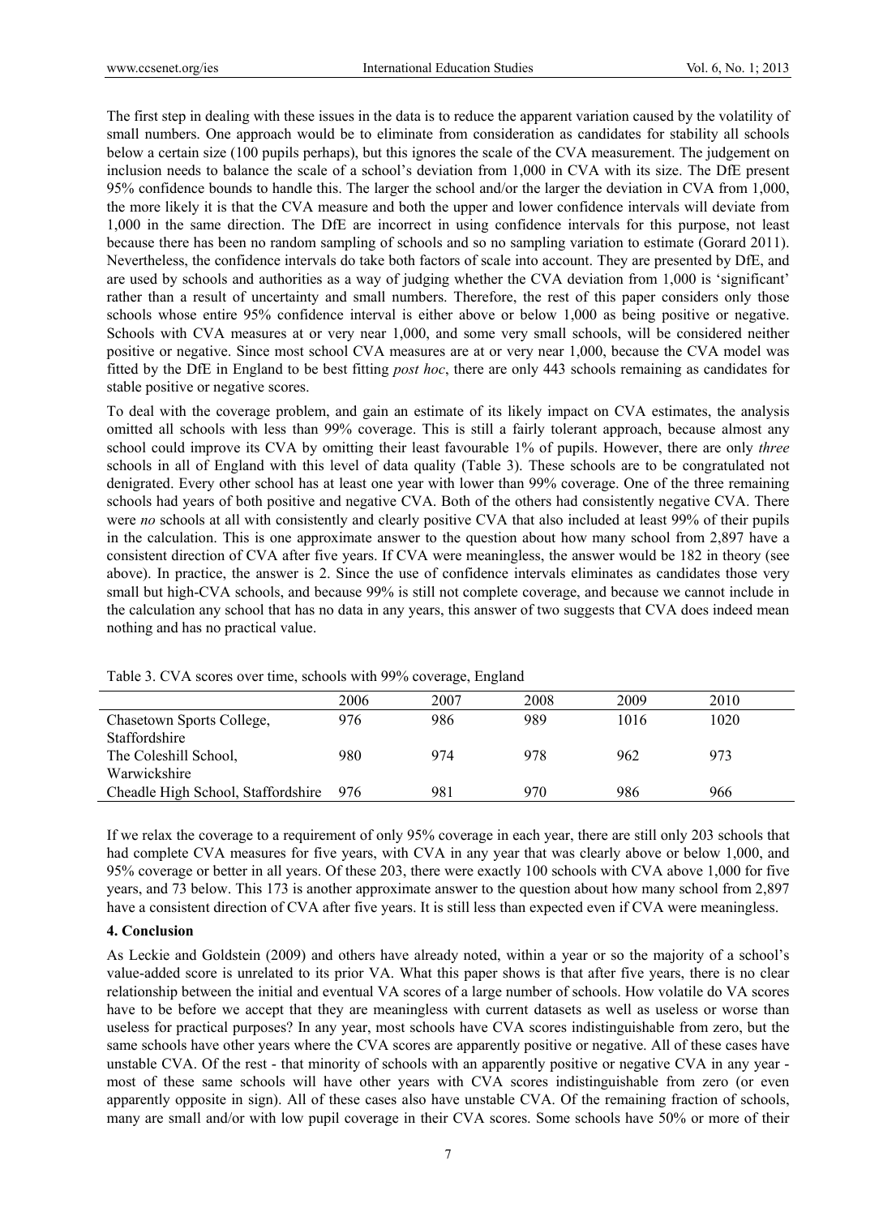The first step in dealing with these issues in the data is to reduce the apparent variation caused by the volatility of small numbers. One approach would be to eliminate from consideration as candidates for stability all schools below a certain size (100 pupils perhaps), but this ignores the scale of the CVA measurement. The judgement on inclusion needs to balance the scale of a school's deviation from 1,000 in CVA with its size. The DfE present 95% confidence bounds to handle this. The larger the school and/or the larger the deviation in CVA from 1,000, the more likely it is that the CVA measure and both the upper and lower confidence intervals will deviate from 1,000 in the same direction. The DfE are incorrect in using confidence intervals for this purpose, not least because there has been no random sampling of schools and so no sampling variation to estimate (Gorard 2011). Nevertheless, the confidence intervals do take both factors of scale into account. They are presented by DfE, and are used by schools and authorities as a way of judging whether the CVA deviation from 1,000 is 'significant' rather than a result of uncertainty and small numbers. Therefore, the rest of this paper considers only those schools whose entire 95% confidence interval is either above or below 1,000 as being positive or negative. Schools with CVA measures at or very near 1,000, and some very small schools, will be considered neither positive or negative. Since most school CVA measures are at or very near 1,000, because the CVA model was fitted by the DfE in England to be best fitting *post hoc*, there are only 443 schools remaining as candidates for stable positive or negative scores.

To deal with the coverage problem, and gain an estimate of its likely impact on CVA estimates, the analysis omitted all schools with less than 99% coverage. This is still a fairly tolerant approach, because almost any school could improve its CVA by omitting their least favourable 1% of pupils. However, there are only *three* schools in all of England with this level of data quality (Table 3). These schools are to be congratulated not denigrated. Every other school has at least one year with lower than 99% coverage. One of the three remaining schools had years of both positive and negative CVA. Both of the others had consistently negative CVA. There were *no* schools at all with consistently and clearly positive CVA that also included at least 99% of their pupils in the calculation. This is one approximate answer to the question about how many school from 2,897 have a consistent direction of CVA after five years. If CVA were meaningless, the answer would be 182 in theory (see above). In practice, the answer is 2. Since the use of confidence intervals eliminates as candidates those very small but high-CVA schools, and because 99% is still not complete coverage, and because we cannot include in the calculation any school that has no data in any years, this answer of two suggests that CVA does indeed mean nothing and has no practical value.

Table 3. CVA scores over time, schools with 99% coverage, England

| | 2006 | 2007 | 2008 | 2009 | 2010 |
|---|---|---|---|---|---|
| Chasetown Sports College, Staffordshire | 976 | 986 | 989 | 1016 | 1020 |
| The Coleshill School, Warwickshire | 980 | 974 | 978 | 962 | 973 |
| Cheadle High School, Staffordshire | 976 | 981 | 970 | 986 | 966 |

If we relax the coverage to a requirement of only 95% coverage in each year, there are still only 203 schools that had complete CVA measures for five years, with CVA in any year that was clearly above or below 1,000, and 95% coverage or better in all years. Of these 203, there were exactly 100 schools with CVA above 1,000 for five years, and 73 below. This 173 is another approximate answer to the question about how many school from 2,897 have a consistent direction of CVA after five years. It is still less than expected even if CVA were meaningless.

## 4. Conclusion

As Leckie and Goldstein (2009) and others have already noted, within a year or so the majority of a school's value-added score is unrelated to its prior VA. What this paper shows is that after five years, there is no clear relationship between the initial and eventual VA scores of a large number of schools. How volatile do VA scores have to be before we accept that they are meaningless with current datasets as well as useless or worse than useless for practical purposes? In any year, most schools have CVA scores indistinguishable from zero, but the same schools have other years where the CVA scores are apparently positive or negative. All of these cases have unstable CVA. Of the rest - that minority of schools with an apparently positive or negative CVA in any year - most of these same schools will have other years with CVA scores indistinguishable from zero (or even apparently opposite in sign). All of these cases also have unstable CVA. Of the remaining fraction of schools, many are small and/or with low pupil coverage in their CVA scores. Some schools have 50% or more of their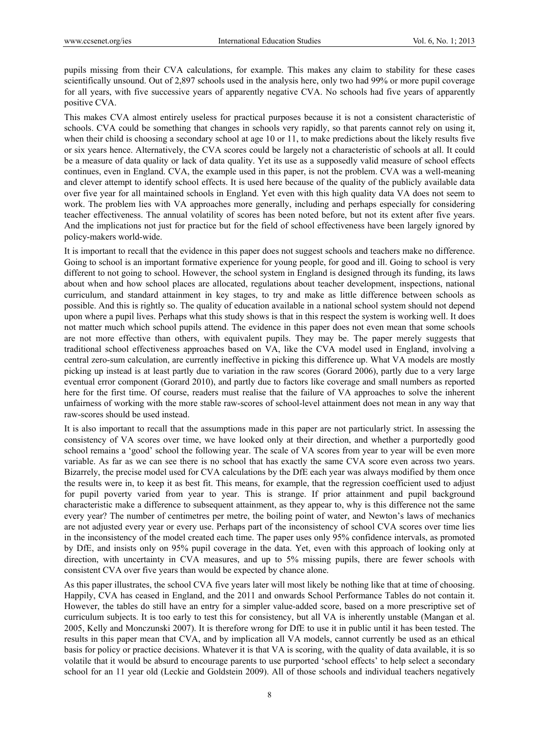pupils missing from their CVA calculations, for example. This makes any claim to stability for these cases scientifically unsound. Out of 2,897 schools used in the analysis here, only two had 99% or more pupil coverage for all years, with five successive years of apparently negative CVA. No schools had five years of apparently positive CVA.

This makes CVA almost entirely useless for practical purposes because it is not a consistent characteristic of schools. CVA could be something that changes in schools very rapidly, so that parents cannot rely on using it, when their child is choosing a secondary school at age 10 or 11, to make predictions about the likely results five or six years hence. Alternatively, the CVA scores could be largely not a characteristic of schools at all. It could be a measure of data quality or lack of data quality. Yet its use as a supposedly valid measure of school effects continues, even in England. CVA, the example used in this paper, is not the problem. CVA was a well-meaning and clever attempt to identify school effects. It is used here because of the quality of the publicly available data over five year for all maintained schools in England. Yet even with this high quality data VA does not seem to work. The problem lies with VA approaches more generally, including and perhaps especially for considering teacher effectiveness. The annual volatility of scores has been noted before, but not its extent after five years. And the implications not just for practice but for the field of school effectiveness have been largely ignored by policy-makers world-wide.

It is important to recall that the evidence in this paper does not suggest schools and teachers make no difference. Going to school is an important formative experience for young people, for good and ill. Going to school is very different to not going to school. However, the school system in England is designed through its funding, its laws about when and how school places are allocated, regulations about teacher development, inspections, national curriculum, and standard attainment in key stages, to try and make as little difference between schools as possible. And this is rightly so. The quality of education available in a national school system should not depend upon where a pupil lives. Perhaps what this study shows is that in this respect the system is working well. It does not matter much which school pupils attend. The evidence in this paper does not even mean that some schools are not more effective than others, with equivalent pupils. They may be. The paper merely suggests that traditional school effectiveness approaches based on VA, like the CVA model used in England, involving a central zero-sum calculation, are currently ineffective in picking this difference up. What VA models are mostly picking up instead is at least partly due to variation in the raw scores (Gorard 2006), partly due to a very large eventual error component (Gorard 2010), and partly due to factors like coverage and small numbers as reported here for the first time. Of course, readers must realise that the failure of VA approaches to solve the inherent unfairness of working with the more stable raw-scores of school-level attainment does not mean in any way that raw-scores should be used instead.

It is also important to recall that the assumptions made in this paper are not particularly strict. In assessing the consistency of VA scores over time, we have looked only at their direction, and whether a purportedly good school remains a 'good' school the following year. The scale of VA scores from year to year will be even more variable. As far as we can see there is no school that has exactly the same CVA score even across two years. Bizarrely, the precise model used for CVA calculations by the DfE each year was always modified by them once the results were in, to keep it as best fit. This means, for example, that the regression coefficient used to adjust for pupil poverty varied from year to year. This is strange. If prior attainment and pupil background characteristic make a difference to subsequent attainment, as they appear to, why is this difference not the same every year? The number of centimetres per metre, the boiling point of water, and Newton's laws of mechanics are not adjusted every year or every use. Perhaps part of the inconsistency of school CVA scores over time lies in the inconsistency of the model created each time. The paper uses only 95% confidence intervals, as promoted by DfE, and insists only on 95% pupil coverage in the data. Yet, even with this approach of looking only at direction, with uncertainty in CVA measures, and up to 5% missing pupils, there are fewer schools with consistent CVA over five years than would be expected by chance alone.

As this paper illustrates, the school CVA five years later will most likely be nothing like that at time of choosing. Happily, CVA has ceased in England, and the 2011 and onwards School Performance Tables do not contain it. However, the tables do still have an entry for a simpler value-added score, based on a more prescriptive set of curriculum subjects. It is too early to test this for consistency, but all VA is inherently unstable (Mangan et al. 2005, Kelly and Monczunski 2007). It is therefore wrong for DfE to use it in public until it has been tested. The results in this paper mean that CVA, and by implication all VA models, cannot currently be used as an ethical basis for policy or practice decisions. Whatever it is that VA is scoring, with the quality of data available, it is so volatile that it would be absurd to encourage parents to use purported 'school effects' to help select a secondary school for an 11 year old (Leckie and Goldstein 2009). All of those schools and individual teachers negatively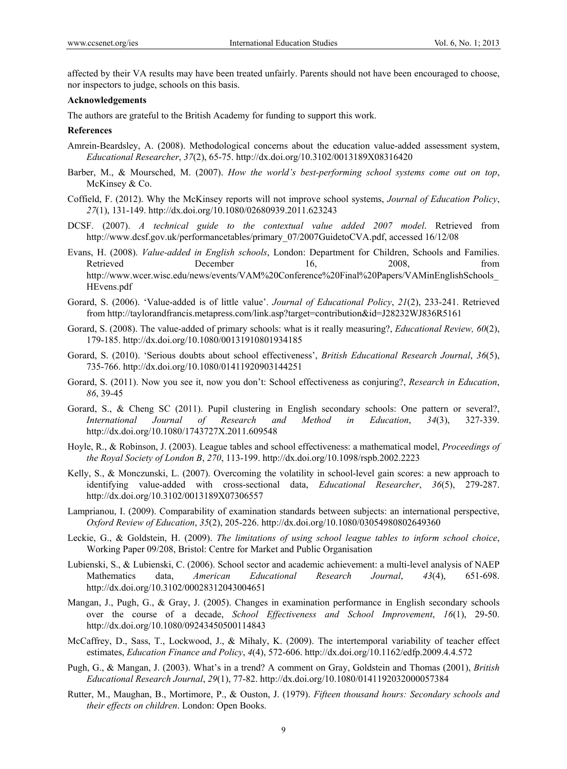affected by their VA results may have been treated unfairly. Parents should not have been encouraged to choose, nor inspectors to judge, schools on this basis.

**Acknowledgements**

The authors are grateful to the British Academy for funding to support this work.

**References**

Amrein-Beardsley, A. (2008). Methodological concerns about the education value-added assessment system, *Educational Researcher*, *37*(2), 65-75. http://dx.doi.org/10.3102/0013189X08316420

Barber, M., & Moursched, M. (2007). *How the world's best-performing school systems come out on top*, McKinsey & Co.

Coffield, F. (2012). Why the McKinsey reports will not improve school systems, *Journal of Education Policy*, *27*(1), 131-149. http://dx.doi.org/10.1080/02680939.2011.623243

DCSF. (2007). *A technical guide to the contextual value added 2007 model*. Retrieved from http://www.dcsf.gov.uk/performancetables/primary_07/2007GuidetoCVA.pdf, accessed 16/12/08

Evans, H. (2008). *Value-added in English schools*, London: Department for Children, Schools and Families. Retrieved December 16, 2008, from http://www.wcer.wisc.edu/news/events/VAM%20Conference%20Final%20Papers/VAMinEnglishSchools_HEvens.pdf

Gorard, S. (2006). 'Value-added is of little value'. *Journal of Educational Policy*, *21*(2), 233-241. Retrieved from http://taylorandfrancis.metapress.com/link.asp?target=contribution&id=J28232WJ836R5161

Gorard, S. (2008). The value-added of primary schools: what is it really measuring?, *Educational Review, 60*(2), 179-185. http://dx.doi.org/10.1080/00131910801934185

Gorard, S. (2010). 'Serious doubts about school effectiveness', *British Educational Research Journal*, *36*(5), 735-766. http://dx.doi.org/10.1080/01411920903144251

Gorard, S. (2011). Now you see it, now you don't: School effectiveness as conjuring?, *Research in Education*, *86*, 39-45

Gorard, S., & Cheng SC (2011). Pupil clustering in English secondary schools: One pattern or several?, *International Journal of Research and Method in Education*, *34*(3), 327-339. http://dx.doi.org/10.1080/1743727X.2011.609548

Hoyle, R., & Robinson, J. (2003). League tables and school effectiveness: a mathematical model, *Proceedings of the Royal Society of London B*, *270*, 113-199. http://dx.doi.org/10.1098/rspb.2002.2223

Kelly, S., & Monczunski, L. (2007). Overcoming the volatility in school-level gain scores: a new approach to identifying value-added with cross-sectional data, *Educational Researcher*, *36*(5), 279-287. http://dx.doi.org/10.3102/0013189X07306557

Lamprianou, I. (2009). Comparability of examination standards between subjects: an international perspective, *Oxford Review of Education*, *35*(2), 205-226. http://dx.doi.org/10.1080/03054980802649360

Leckie, G., & Goldstein, H. (2009). *The limitations of using school league tables to inform school choice*, Working Paper 09/208, Bristol: Centre for Market and Public Organisation

Lubienski, S., & Lubienski, C. (2006). School sector and academic achievement: a multi-level analysis of NAEP Mathematics data, *American Educational Research Journal*, *43*(4), 651-698. http://dx.doi.org/10.3102/00028312043004651

Mangan, J., Pugh, G., & Gray, J. (2005). Changes in examination performance in English secondary schools over the course of a decade, *School Effectiveness and School Improvement*, *16*(1), 29-50. http://dx.doi.org/10.1080/09243450500114843

McCaffrey, D., Sass, T., Lockwood, J., & Mihaly, K. (2009). The intertemporal variability of teacher effect estimates, *Education Finance and Policy*, *4*(4), 572-606. http://dx.doi.org/10.1162/edfp.2009.4.4.572

Pugh, G., & Mangan, J. (2003). What's in a trend? A comment on Gray, Goldstein and Thomas (2001), *British Educational Research Journal*, *29*(1), 77-82. http://dx.doi.org/10.1080/0141192032000057384

Rutter, M., Maughan, B., Mortimore, P., & Ouston, J. (1979). *Fifteen thousand hours: Secondary schools and their effects on children*. London: Open Books.